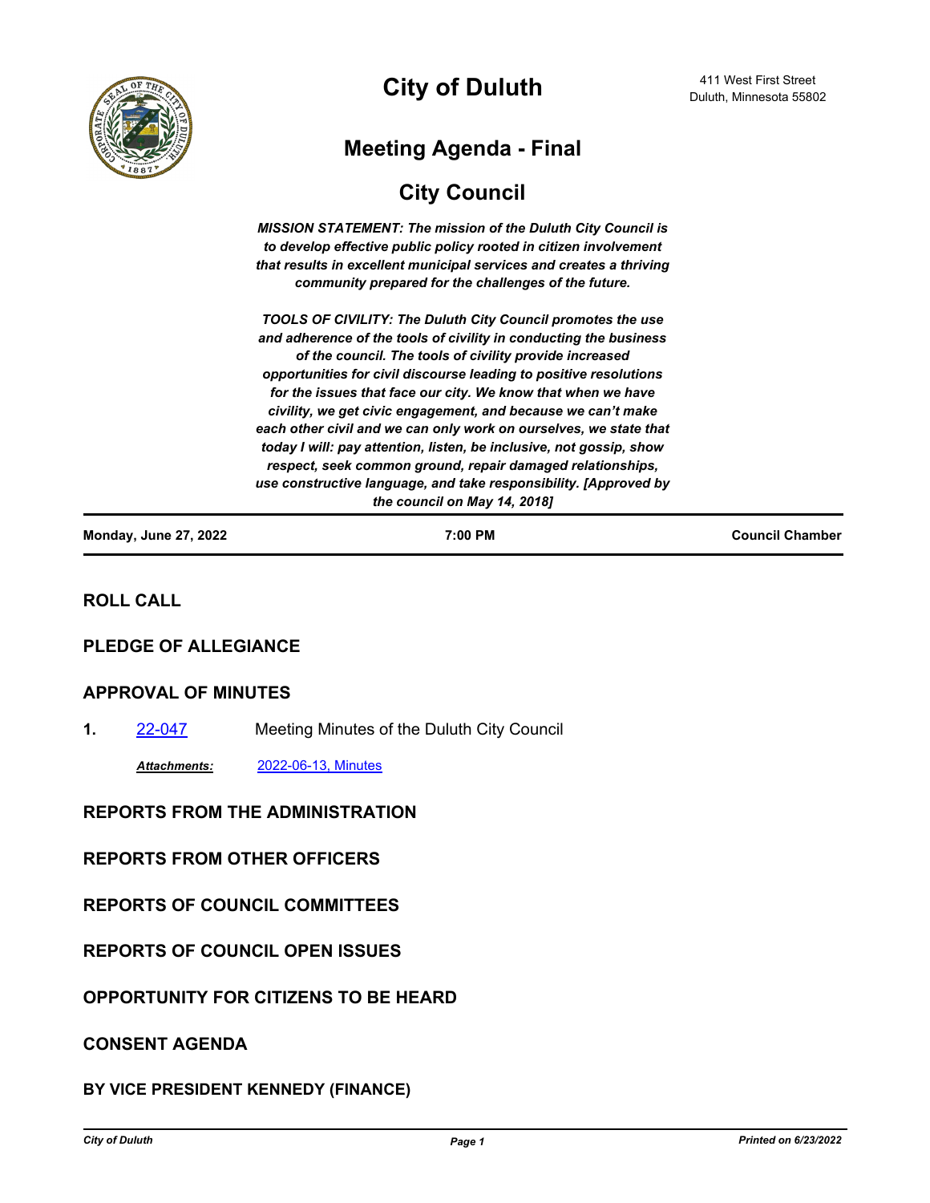# City of Duluth

411 West First Street
Duluth, Minnesota 55802

## Meeting Agenda - Final

## City Council

***MISSION STATEMENT: The mission of the Duluth City Council is to develop effective public policy rooted in citizen involvement that results in excellent municipal services and creates a thriving community prepared for the challenges of the future.***

***TOOLS OF CIVILITY: The Duluth City Council promotes the use and adherence of the tools of civility in conducting the business of the council. The tools of civility provide increased opportunities for civil discourse leading to positive resolutions for the issues that face our city. We know that when we have civility, we get civic engagement, and because we can't make each other civil and we can only work on ourselves, we state that today I will: pay attention, listen, be inclusive, not gossip, show respect, seek common ground, repair damaged relationships, use constructive language, and take responsibility. [Approved by the council on May 14, 2018]***

**Monday, June 27, 2022** | **7:00 PM** | **Council Chamber**

### ROLL CALL

### PLEDGE OF ALLEGIANCE

### APPROVAL OF MINUTES

**1.** 22-047 Meeting Minutes of the Duluth City Council

***Attachments:*** 2022-06-13, Minutes

### REPORTS FROM THE ADMINISTRATION

### REPORTS FROM OTHER OFFICERS

### REPORTS OF COUNCIL COMMITTEES

### REPORTS OF COUNCIL OPEN ISSUES

### OPPORTUNITY FOR CITIZENS TO BE HEARD

### CONSENT AGENDA

### BY VICE PRESIDENT KENNEDY (FINANCE)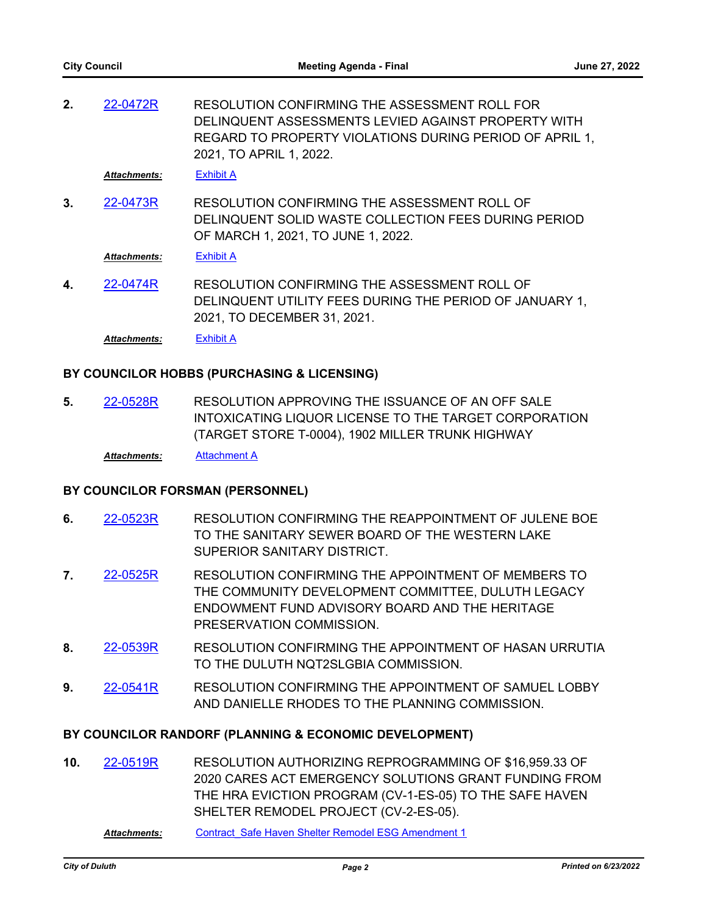**2.** 22-0472R RESOLUTION CONFIRMING THE ASSESSMENT ROLL FOR DELINQUENT ASSESSMENTS LEVIED AGAINST PROPERTY WITH REGARD TO PROPERTY VIOLATIONS DURING PERIOD OF APRIL 1, 2021, TO APRIL 1, 2022.

*Attachments:* Exhibit A

**3.** 22-0473R RESOLUTION CONFIRMING THE ASSESSMENT ROLL OF DELINQUENT SOLID WASTE COLLECTION FEES DURING PERIOD OF MARCH 1, 2021, TO JUNE 1, 2022.

*Attachments:* Exhibit A

**4.** 22-0474R RESOLUTION CONFIRMING THE ASSESSMENT ROLL OF DELINQUENT UTILITY FEES DURING THE PERIOD OF JANUARY 1, 2021, TO DECEMBER 31, 2021.

*Attachments:* Exhibit A

**BY COUNCILOR HOBBS (PURCHASING & LICENSING)**

**5.** 22-0528R RESOLUTION APPROVING THE ISSUANCE OF AN OFF SALE INTOXICATING LIQUOR LICENSE TO THE TARGET CORPORATION (TARGET STORE T-0004), 1902 MILLER TRUNK HIGHWAY

*Attachments:* Attachment A

**BY COUNCILOR FORSMAN (PERSONNEL)**

**6.** 22-0523R RESOLUTION CONFIRMING THE REAPPOINTMENT OF JULENE BOE TO THE SANITARY SEWER BOARD OF THE WESTERN LAKE SUPERIOR SANITARY DISTRICT.

**7.** 22-0525R RESOLUTION CONFIRMING THE APPOINTMENT OF MEMBERS TO THE COMMUNITY DEVELOPMENT COMMITTEE, DULUTH LEGACY ENDOWMENT FUND ADVISORY BOARD AND THE HERITAGE PRESERVATION COMMISSION.

**8.** 22-0539R RESOLUTION CONFIRMING THE APPOINTMENT OF HASAN URRUTIA TO THE DULUTH NQT2SLGBIA COMMISSION.

**9.** 22-0541R RESOLUTION CONFIRMING THE APPOINTMENT OF SAMUEL LOBBY AND DANIELLE RHODES TO THE PLANNING COMMISSION.

**BY COUNCILOR RANDORF (PLANNING & ECONOMIC DEVELOPMENT)**

**10.** 22-0519R RESOLUTION AUTHORIZING REPROGRAMMING OF $16,959.33 OF 2020 CARES ACT EMERGENCY SOLUTIONS GRANT FUNDING FROM THE HRA EVICTION PROGRAM (CV-1-ES-05) TO THE SAFE HAVEN SHELTER REMODEL PROJECT (CV-2-ES-05).

*Attachments:* Contract_Safe Haven Shelter Remodel ESG Amendment 1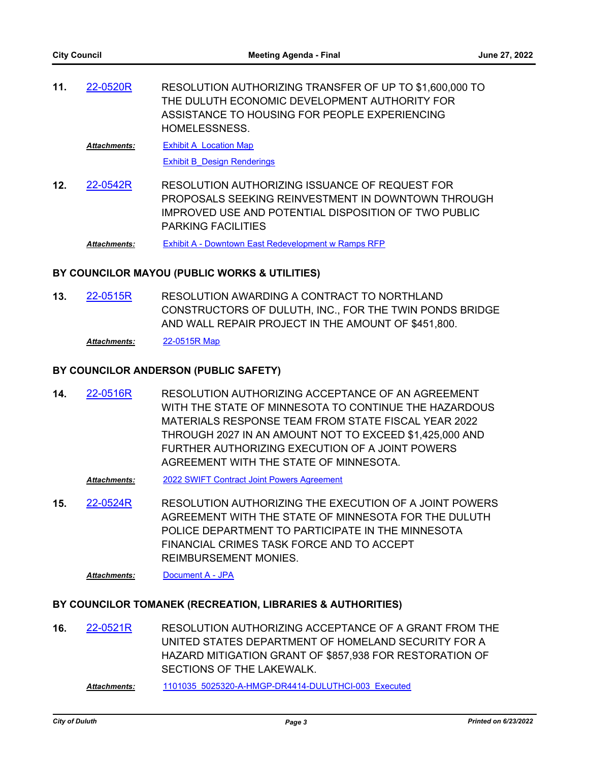**11.** 22-0520R RESOLUTION AUTHORIZING TRANSFER OF UP TO $1,600,000 TO THE DULUTH ECONOMIC DEVELOPMENT AUTHORITY FOR ASSISTANCE TO HOUSING FOR PEOPLE EXPERIENCING HOMELESSNESS.

*Attachments:* Exhibit A_Location Map
Exhibit B_Design Renderings

**12.** 22-0542R RESOLUTION AUTHORIZING ISSUANCE OF REQUEST FOR PROPOSALS SEEKING REINVESTMENT IN DOWNTOWN THROUGH IMPROVED USE AND POTENTIAL DISPOSITION OF TWO PUBLIC PARKING FACILITIES

*Attachments:* Exhibit A - Downtown East Redevelopment w Ramps RFP

## BY COUNCILOR MAYOU (PUBLIC WORKS & UTILITIES)

**13.** 22-0515R RESOLUTION AWARDING A CONTRACT TO NORTHLAND CONSTRUCTORS OF DULUTH, INC., FOR THE TWIN PONDS BRIDGE AND WALL REPAIR PROJECT IN THE AMOUNT OF $451,800.

*Attachments:* 22-0515R Map

## BY COUNCILOR ANDERSON (PUBLIC SAFETY)

**14.** 22-0516R RESOLUTION AUTHORIZING ACCEPTANCE OF AN AGREEMENT WITH THE STATE OF MINNESOTA TO CONTINUE THE HAZARDOUS MATERIALS RESPONSE TEAM FROM STATE FISCAL YEAR 2022 THROUGH 2027 IN AN AMOUNT NOT TO EXCEED $1,425,000 AND FURTHER AUTHORIZING EXECUTION OF A JOINT POWERS AGREEMENT WITH THE STATE OF MINNESOTA.

*Attachments:* 2022 SWIFT Contract Joint Powers Agreement

**15.** 22-0524R RESOLUTION AUTHORIZING THE EXECUTION OF A JOINT POWERS AGREEMENT WITH THE STATE OF MINNESOTA FOR THE DULUTH POLICE DEPARTMENT TO PARTICIPATE IN THE MINNESOTA FINANCIAL CRIMES TASK FORCE AND TO ACCEPT REIMBURSEMENT MONIES.

*Attachments:* Document A - JPA

## BY COUNCILOR TOMANEK (RECREATION, LIBRARIES & AUTHORITIES)

**16.** 22-0521R RESOLUTION AUTHORIZING ACCEPTANCE OF A GRANT FROM THE UNITED STATES DEPARTMENT OF HOMELAND SECURITY FOR A HAZARD MITIGATION GRANT OF $857,938 FOR RESTORATION OF SECTIONS OF THE LAKEWALK.

*Attachments:* 1101035_5025320-A-HMGP-DR4414-DULUTHCI-003_Executed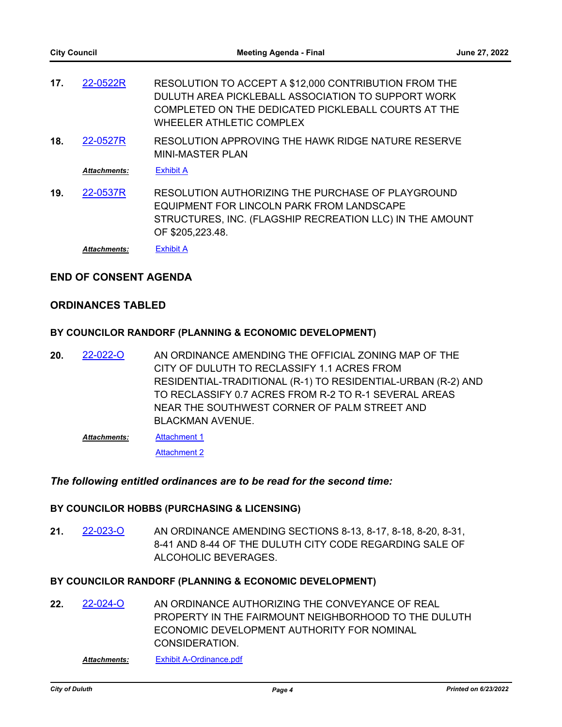**17.** 22-0522R RESOLUTION TO ACCEPT A $12,000 CONTRIBUTION FROM THE DULUTH AREA PICKLEBALL ASSOCIATION TO SUPPORT WORK COMPLETED ON THE DEDICATED PICKLEBALL COURTS AT THE WHEELER ATHLETIC COMPLEX

**18.** 22-0527R RESOLUTION APPROVING THE HAWK RIDGE NATURE RESERVE MINI-MASTER PLAN

***Attachments:*** Exhibit A

**19.** 22-0537R RESOLUTION AUTHORIZING THE PURCHASE OF PLAYGROUND EQUIPMENT FOR LINCOLN PARK FROM LANDSCAPE STRUCTURES, INC. (FLAGSHIP RECREATION LLC) IN THE AMOUNT OF $205,223.48.

***Attachments:*** Exhibit A

## END OF CONSENT AGENDA

## ORDINANCES TABLED

### BY COUNCILOR RANDORF (PLANNING & ECONOMIC DEVELOPMENT)

**20.** 22-022-O AN ORDINANCE AMENDING THE OFFICIAL ZONING MAP OF THE CITY OF DULUTH TO RECLASSIFY 1.1 ACRES FROM RESIDENTIAL-TRADITIONAL (R-1) TO RESIDENTIAL-URBAN (R-2) AND TO RECLASSIFY 0.7 ACRES FROM R-2 TO R-1 SEVERAL AREAS NEAR THE SOUTHWEST CORNER OF PALM STREET AND BLACKMAN AVENUE.

***Attachments:*** Attachment 1

Attachment 2

***The following entitled ordinances are to be read for the second time:***

### BY COUNCILOR HOBBS (PURCHASING & LICENSING)

**21.** 22-023-O AN ORDINANCE AMENDING SECTIONS 8-13, 8-17, 8-18, 8-20, 8-31, 8-41 AND 8-44 OF THE DULUTH CITY CODE REGARDING SALE OF ALCOHOLIC BEVERAGES.

### BY COUNCILOR RANDORF (PLANNING & ECONOMIC DEVELOPMENT)

**22.** 22-024-O AN ORDINANCE AUTHORIZING THE CONVEYANCE OF REAL PROPERTY IN THE FAIRMOUNT NEIGHBORHOOD TO THE DULUTH ECONOMIC DEVELOPMENT AUTHORITY FOR NOMINAL CONSIDERATION.

***Attachments:*** Exhibit A-Ordinance.pdf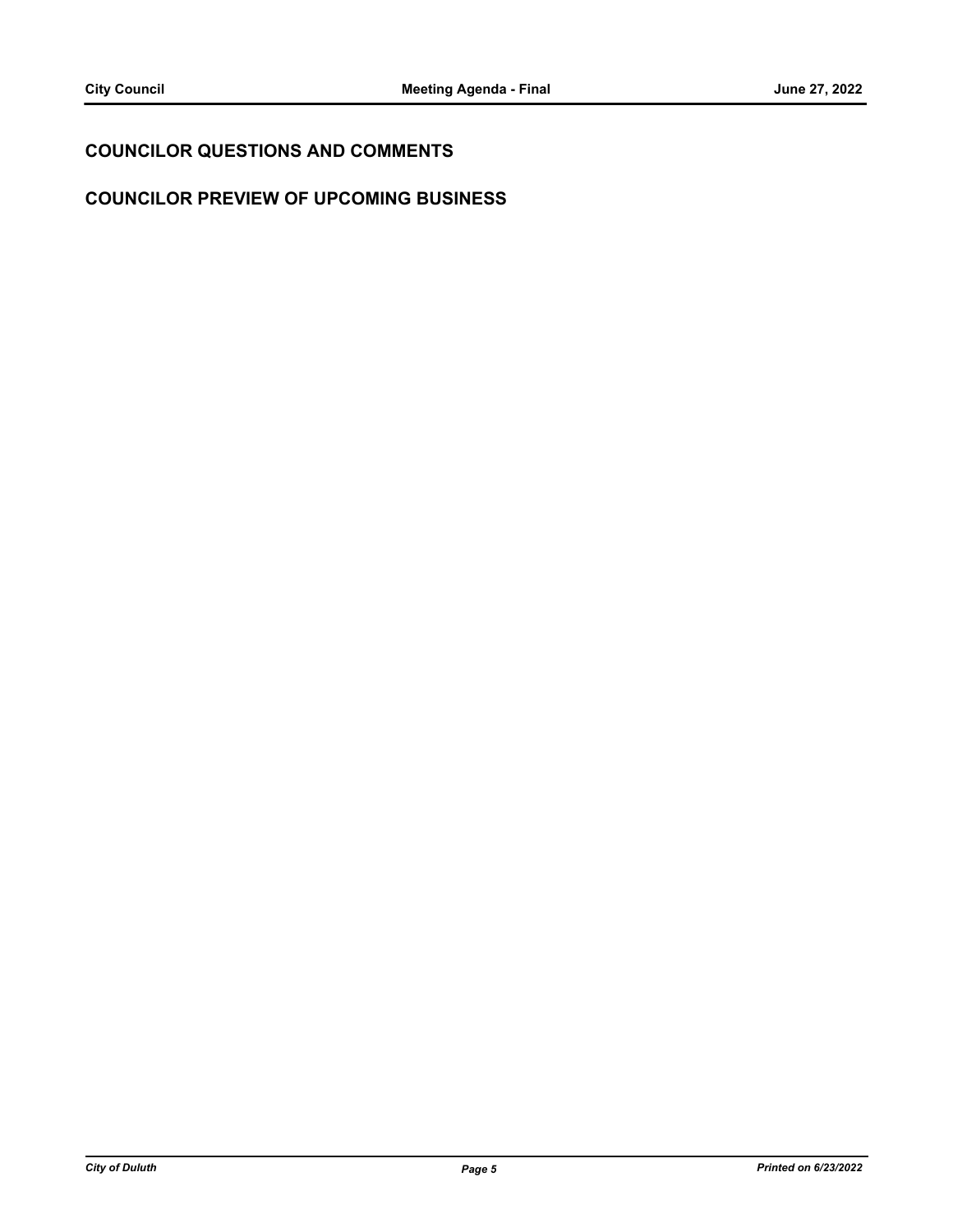## COUNCILOR QUESTIONS AND COMMENTS

## COUNCILOR PREVIEW OF UPCOMING BUSINESS